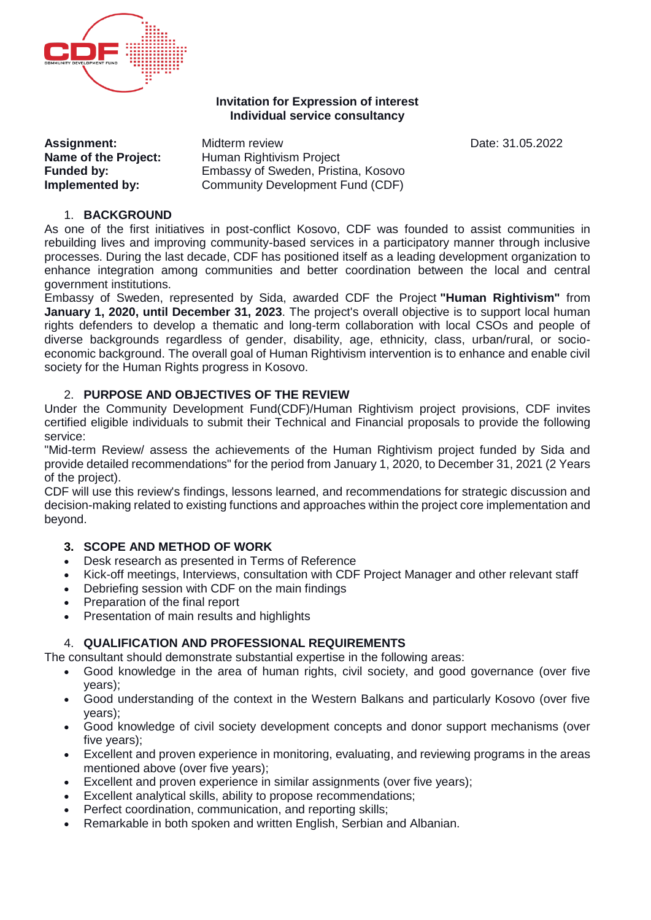**Invitation for Expression of interest**
**Individual service consultancy**

**Assignment:** Midterm review — Date: 31.05.2022
**Name of the Project:** Human Rightivism Project
**Funded by:** Embassy of Sweden, Pristina, Kosovo
**Implemented by:** Community Development Fund (CDF)

## 1. BACKGROUND

As one of the first initiatives in post-conflict Kosovo, CDF was founded to assist communities in rebuilding lives and improving community-based services in a participatory manner through inclusive processes. During the last decade, CDF has positioned itself as a leading development organization to enhance integration among communities and better coordination between the local and central government institutions.

Embassy of Sweden, represented by Sida, awarded CDF the Project **"Human Rightivism"** from **January 1, 2020, until December 31, 2023**. The project's overall objective is to support local human rights defenders to develop a thematic and long-term collaboration with local CSOs and people of diverse backgrounds regardless of gender, disability, age, ethnicity, class, urban/rural, or socio-economic background. The overall goal of Human Rightivism intervention is to enhance and enable civil society for the Human Rights progress in Kosovo.

## 2. PURPOSE AND OBJECTIVES OF THE REVIEW

Under the Community Development Fund(CDF)/Human Rightivism project provisions, CDF invites certified eligible individuals to submit their Technical and Financial proposals to provide the following service:

"Mid-term Review/ assess the achievements of the Human Rightivism project funded by Sida and provide detailed recommendations" for the period from January 1, 2020, to December 31, 2021 (2 Years of the project).

CDF will use this review's findings, lessons learned, and recommendations for strategic discussion and decision-making related to existing functions and approaches within the project core implementation and beyond.

## 3. SCOPE AND METHOD OF WORK

- Desk research as presented in Terms of Reference
- Kick-off meetings, Interviews, consultation with CDF Project Manager and other relevant staff
- Debriefing session with CDF on the main findings
- Preparation of the final report
- Presentation of main results and highlights

## 4. QUALIFICATION AND PROFESSIONAL REQUIREMENTS

The consultant should demonstrate substantial expertise in the following areas:

- Good knowledge in the area of human rights, civil society, and good governance (over five years);
- Good understanding of the context in the Western Balkans and particularly Kosovo (over five years);
- Good knowledge of civil society development concepts and donor support mechanisms (over five years);
- Excellent and proven experience in monitoring, evaluating, and reviewing programs in the areas mentioned above (over five years);
- Excellent and proven experience in similar assignments (over five years);
- Excellent analytical skills, ability to propose recommendations;
- Perfect coordination, communication, and reporting skills;
- Remarkable in both spoken and written English, Serbian and Albanian.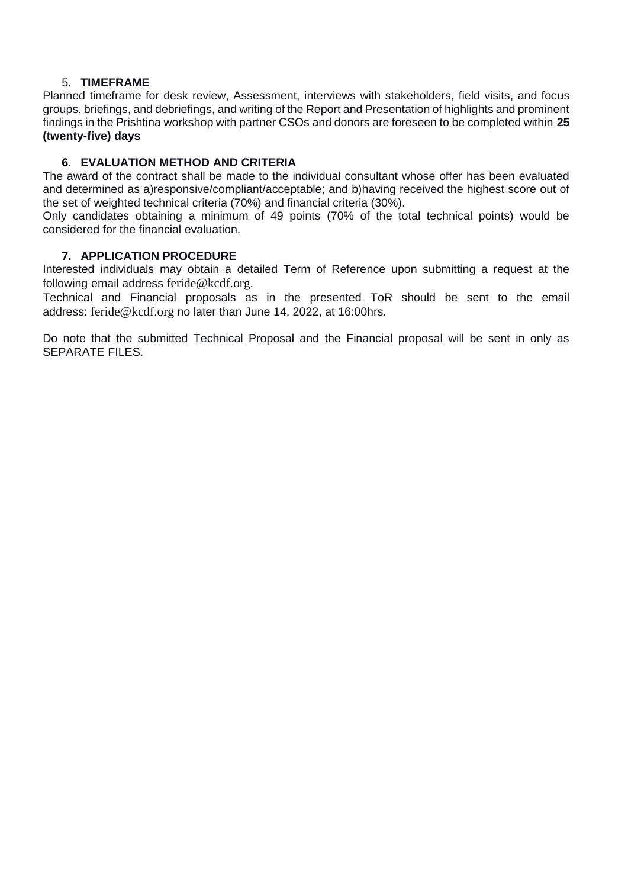## 5. TIMEFRAME

Planned timeframe for desk review, Assessment, interviews with stakeholders, field visits, and focus groups, briefings, and debriefings, and writing of the Report and Presentation of highlights and prominent findings in the Prishtina workshop with partner CSOs and donors are foreseen to be completed within **25 (twenty-five) days**

## 6. EVALUATION METHOD AND CRITERIA

The award of the contract shall be made to the individual consultant whose offer has been evaluated and determined as a)responsive/compliant/acceptable; and b)having received the highest score out of the set of weighted technical criteria (70%) and financial criteria (30%).

Only candidates obtaining a minimum of 49 points (70% of the total technical points) would be considered for the financial evaluation.

## 7. APPLICATION PROCEDURE

Interested individuals may obtain a detailed Term of Reference upon submitting a request at the following email address feride@kcdf.org.

Technical and Financial proposals as in the presented ToR should be sent to the email address: feride@kcdf.org no later than June 14, 2022, at 16:00hrs.

Do note that the submitted Technical Proposal and the Financial proposal will be sent in only as SEPARATE FILES.